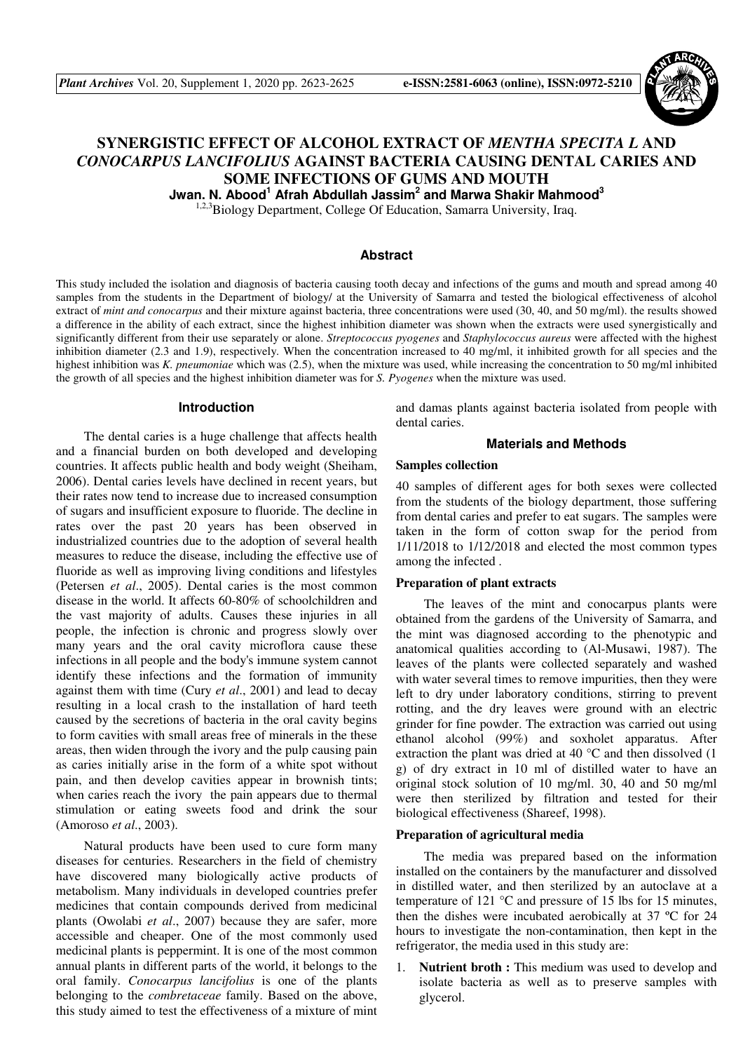# SYNERGISTIC EFFECT OF ALCOHOL EXTRACT OF *MENTHA SPECITA L* AND *CONOCARPUS LANCIFOLIUS* AGAINST BACTERIA CAUSING DENTAL CARIES AND SOME INFECTIONS OF GUMS AND MOUTH

**Jwan. N. Abood[1] Afrah Abdullah Jassim[2] and Marwa Shakir Mahmood[3]**

[1,2,3]Biology Department, College Of Education, Samarra University, Iraq.

## Abstract

This study included the isolation and diagnosis of bacteria causing tooth decay and infections of the gums and mouth and spread among 40 samples from the students in the Department of biology/ at the University of Samarra and tested the biological effectiveness of alcohol extract of *mint and conocarpus* and their mixture against bacteria, three concentrations were used (30, 40, and 50 mg/ml). the results showed a difference in the ability of each extract, since the highest inhibition diameter was shown when the extracts were used synergistically and significantly different from their use separately or alone. *Streptococcus pyogenes* and *Staphylococcus aureus* were affected with the highest inhibition diameter (2.3 and 1.9), respectively. When the concentration increased to 40 mg/ml, it inhibited growth for all species and the highest inhibition was *K. pneumoniae* which was (2.5), when the mixture was used, while increasing the concentration to 50 mg/ml inhibited the growth of all species and the highest inhibition diameter was for *S. Pyogenes* when the mixture was used.

## Introduction

The dental caries is a huge challenge that affects health and a financial burden on both developed and developing countries. It affects public health and body weight (Sheiham, 2006). Dental caries levels have declined in recent years, but their rates now tend to increase due to increased consumption of sugars and insufficient exposure to fluoride. The decline in rates over the past 20 years has been observed in industrialized countries due to the adoption of several health measures to reduce the disease, including the effective use of fluoride as well as improving living conditions and lifestyles (Petersen *et al*., 2005). Dental caries is the most common disease in the world. It affects 60-80% of schoolchildren and the vast majority of adults. Causes these injuries in all people, the infection is chronic and progress slowly over many years and the oral cavity microflora cause these infections in all people and the body's immune system cannot identify these infections and the formation of immunity against them with time (Cury *et al*., 2001) and lead to decay resulting in a local crash to the installation of hard teeth caused by the secretions of bacteria in the oral cavity begins to form cavities with small areas free of minerals in the these areas, then widen through the ivory and the pulp causing pain as caries initially arise in the form of a white spot without pain, and then develop cavities appear in brownish tints; when caries reach the ivory the pain appears due to thermal stimulation or eating sweets food and drink the sour (Amoroso *et al*., 2003).

Natural products have been used to cure form many diseases for centuries. Researchers in the field of chemistry have discovered many biologically active products of metabolism. Many individuals in developed countries prefer medicines that contain compounds derived from medicinal plants (Owolabi *et al*., 2007) because they are safer, more accessible and cheaper. One of the most commonly used medicinal plants is peppermint. It is one of the most common annual plants in different parts of the world, it belongs to the oral family. *Conocarpus lancifolius* is one of the plants belonging to the *combretaceae* family. Based on the above, this study aimed to test the effectiveness of a mixture of mint and damas plants against bacteria isolated from people with dental caries.

## Materials and Methods

### Samples collection

40 samples of different ages for both sexes were collected from the students of the biology department, those suffering from dental caries and prefer to eat sugars. The samples were taken in the form of cotton swap for the period from 1/11/2018 to 1/12/2018 and elected the most common types among the infected .

### Preparation of plant extracts

The leaves of the mint and conocarpus plants were obtained from the gardens of the University of Samarra, and the mint was diagnosed according to the phenotypic and anatomical qualities according to (Al-Musawi, 1987). The leaves of the plants were collected separately and washed with water several times to remove impurities, then they were left to dry under laboratory conditions, stirring to prevent rotting, and the dry leaves were ground with an electric grinder for fine powder. The extraction was carried out using ethanol alcohol (99%) and soxholet apparatus. After extraction the plant was dried at 40 °C and then dissolved (1 g) of dry extract in 10 ml of distilled water to have an original stock solution of 10 mg/ml. 30, 40 and 50 mg/ml were then sterilized by filtration and tested for their biological effectiveness (Shareef, 1998).

### Preparation of agricultural media

The media was prepared based on the information installed on the containers by the manufacturer and dissolved in distilled water, and then sterilized by an autoclave at a temperature of 121 °C and pressure of 15 lbs for 15 minutes, then the dishes were incubated aerobically at 37 ºC for 24 hours to investigate the non-contamination, then kept in the refrigerator, the media used in this study are:

1. **Nutrient broth :** This medium was used to develop and isolate bacteria as well as to preserve samples with glycerol.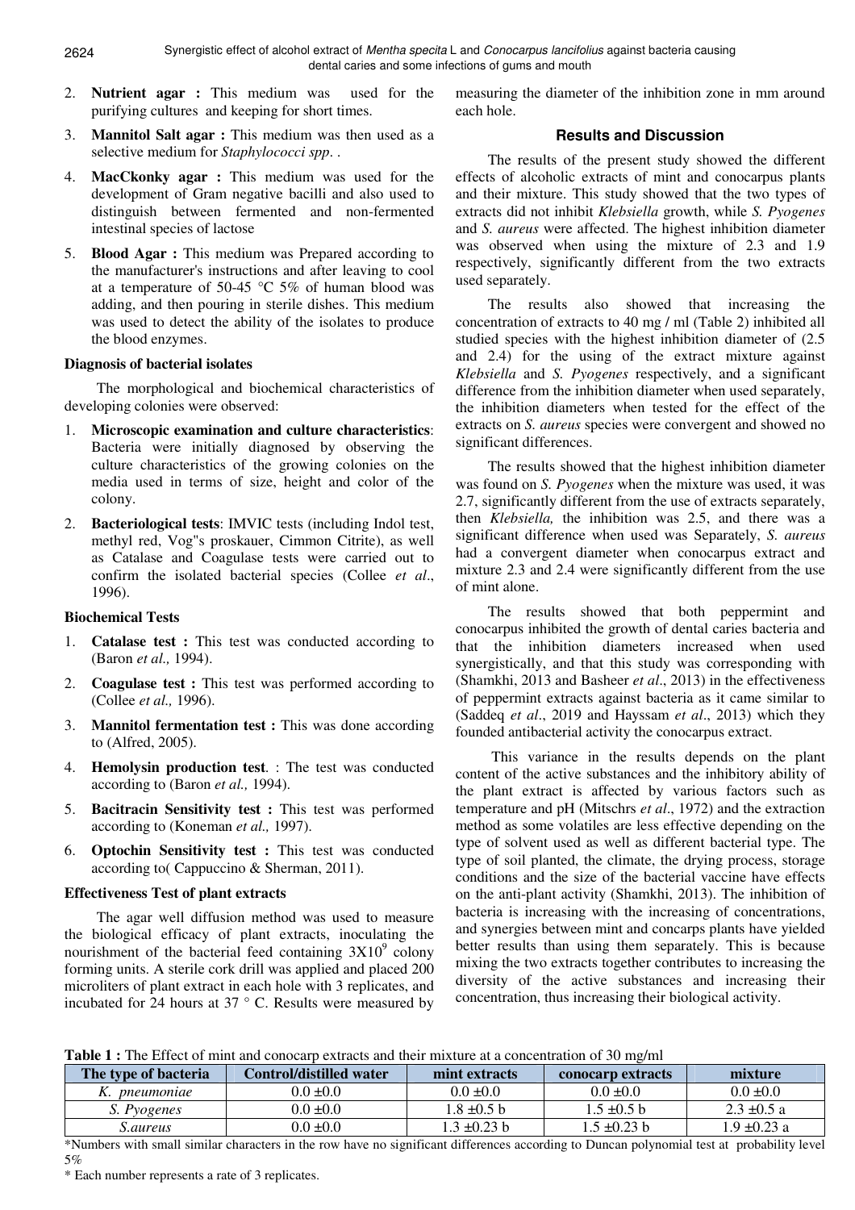2. **Nutrient agar :** This medium was used for the purifying cultures and keeping for short times.
3. **Mannitol Salt agar :** This medium was then used as a selective medium for *Staphylococci spp*. .
4. **MacCkonky agar :** This medium was used for the development of Gram negative bacilli and also used to distinguish between fermented and non-fermented intestinal species of lactose
5. **Blood Agar :** This medium was Prepared according to the manufacturer's instructions and after leaving to cool at a temperature of 50-45 °C 5% of human blood was adding, and then pouring in sterile dishes. This medium was used to detect the ability of the isolates to produce the blood enzymes.

### Diagnosis of bacterial isolates

The morphological and biochemical characteristics of developing colonies were observed:

1. **Microscopic examination and culture characteristics**: Bacteria were initially diagnosed by observing the culture characteristics of the growing colonies on the media used in terms of size, height and color of the colony.
2. **Bacteriological tests**: IMVIC tests (including Indol test, methyl red, Vog"s proskauer, Cimmon Citrite), as well as Catalase and Coagulase tests were carried out to confirm the isolated bacterial species (Collee *et al*., 1996).

### Biochemical Tests

1. **Catalase test :** This test was conducted according to (Baron *et al.,* 1994).
2. **Coagulase test :** This test was performed according to (Collee *et al.,* 1996).
3. **Mannitol fermentation test :** This was done according to (Alfred, 2005).
4. **Hemolysin production test**. : The test was conducted according to (Baron *et al.,* 1994).
5. **Bacitracin Sensitivity test :** This test was performed according to (Koneman *et al.,* 1997).
6. **Optochin Sensitivity test :** This test was conducted according to( Cappuccino & Sherman, 2011).

### Effectiveness Test of plant extracts

The agar well diffusion method was used to measure the biological efficacy of plant extracts, inoculating the nourishment of the bacterial feed containing $3X10^9$ colony forming units. A sterile cork drill was applied and placed 200 microliters of plant extract in each hole with 3 replicates, and incubated for 24 hours at 37 ° C. Results were measured by measuring the diameter of the inhibition zone in mm around each hole.

## Results and Discussion

The results of the present study showed the different effects of alcoholic extracts of mint and conocarpus plants and their mixture. This study showed that the two types of extracts did not inhibit *Klebsiella* growth, while *S. Pyogenes* and *S. aureus* were affected. The highest inhibition diameter was observed when using the mixture of 2.3 and 1.9 respectively, significantly different from the two extracts used separately.

The results also showed that increasing the concentration of extracts to 40 mg / ml (Table 2) inhibited all studied species with the highest inhibition diameter of (2.5 and 2.4) for the using of the extract mixture against *Klebsiella* and *S. Pyogenes* respectively, and a significant difference from the inhibition diameter when used separately, the inhibition diameters when tested for the effect of the extracts on *S. aureus* species were convergent and showed no significant differences.

The results showed that the highest inhibition diameter was found on *S. Pyogenes* when the mixture was used, it was 2.7, significantly different from the use of extracts separately, then *Klebsiella,* the inhibition was 2.5, and there was a significant difference when used was Separately, *S. aureus* had a convergent diameter when conocarpus extract and mixture 2.3 and 2.4 were significantly different from the use of mint alone.

The results showed that both peppermint and conocarpus inhibited the growth of dental caries bacteria and that the inhibition diameters increased when used synergistically, and that this study was corresponding with (Shamkhi, 2013 and Basheer *et al*., 2013) in the effectiveness of peppermint extracts against bacteria as it came similar to (Saddeq *et al*., 2019 and Hayssam *et al*., 2013) which they founded antibacterial activity the conocarpus extract.

This variance in the results depends on the plant content of the active substances and the inhibitory ability of the plant extract is affected by various factors such as temperature and pH (Mitschrs *et al*., 1972) and the extraction method as some volatiles are less effective depending on the type of solvent used as well as different bacterial type. The type of soil planted, the climate, the drying process, storage conditions and the size of the bacterial vaccine have effects on the anti-plant activity (Shamkhi, 2013). The inhibition of bacteria is increasing with the increasing of concentrations, and synergies between mint and concarps plants have yielded better results than using them separately. This is because mixing the two extracts together contributes to increasing the diversity of the active substances and increasing their concentration, thus increasing their biological activity.

**Table 1 :** The Effect of mint and conocarp extracts and their mixture at a concentration of 30 mg/ml

| The type of bacteria | Control/distilled water | mint extracts | conocarp extracts | mixture |
|---|---|---|---|---|
| *K. pneumoniae* | 0.0 ±0.0 | 0.0 ±0.0 | 0.0 ±0.0 | 0.0 ±0.0 |
| *S. Pyogenes* | 0.0 ±0.0 | 1.8 ±0.5 b | 1.5 ±0.5 b | 2.3 ±0.5 a |
| *S.aureus* | 0.0 ±0.0 | 1.3 ±0.23 b | 1.5 ±0.23 b | 1.9 ±0.23 a |

*Numbers with small similar characters in the row have no significant differences according to Duncan polynomial test at probability level 5%

* Each number represents a rate of 3 replicates.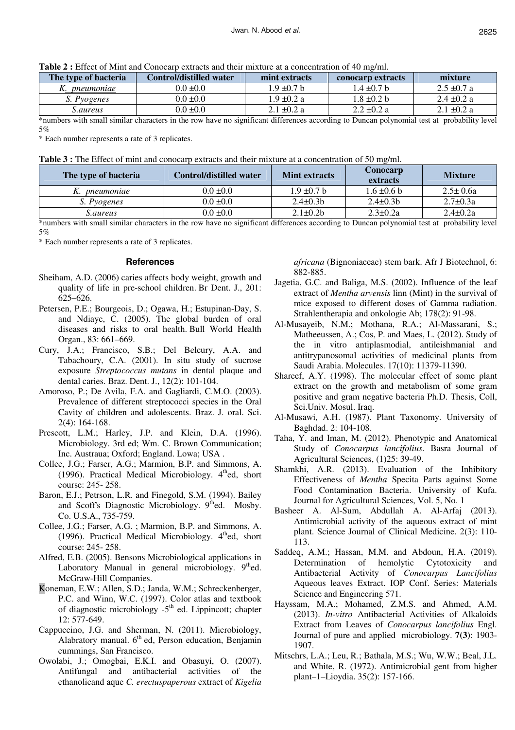**Table 2 :** Effect of Mint and Conocarp extracts and their mixture at a concentration of 40 mg/ml.

| The type of bacteria | Control/distilled water | mint extracts | conocarp extracts | mixture |
|---|---|---|---|---|
| *K. pneumoniae* | 0.0 ±0.0 | 1.9 ±0.7 b | 1.4 ±0.7 b | 2.5 ±0.7 a |
| *S. Pyogenes* | 0.0 ±0.0 | 1.9 ±0.2 a | 1.8 ±0.2 b | 2.4 ±0.2 a |
| *S.aureus* | 0.0 ±0.0 | 2.1 ±0.2 a | 2.2 ±0.2 a | 2.1 ±0.2 a |

*numbers with small similar characters in the row have no significant differences according to Duncan polynomial test at probability level 5%

* Each number represents a rate of 3 replicates.

**Table 3 :** The Effect of mint and conocarp extracts and their mixture at a concentration of 50 mg/ml.

| The type of bacteria | Control/distilled water | Mint extracts | Conocarp extracts | Mixture |
|---|---|---|---|---|
| *K. pneumoniae* | 0.0 ±0.0 | 1.9 ±0.7 b | 1.6 ±0.6 b | 2.5± 0.6a |
| *S. Pyogenes* | 0.0 ±0.0 | 2.4±0.3b | 2.4±0.3b | 2.7±0.3a |
| *S.aureus* | 0.0 ±0.0 | 2.1±0.2b | 2.3±0.2a | 2.4±0.2a |

*numbers with small similar characters in the row have no significant differences according to Duncan polynomial test at probability level 5%

* Each number represents a rate of 3 replicates.

## References

Sheiham, A.D. (2006) caries affects body weight, growth and quality of life in pre-school children. Br Dent. J., 201: 625–626.

Petersen, P.E.; Bourgeois, D.; Ogawa, H.; Estupinan-Day, S. and Ndiaye, C. (2005). The global burden of oral diseases and risks to oral health. Bull World Health Organ., 83: 661–669.

Cury, J.A.; Francisco, S.B.; Del Belcury, A.A. and Tabachoury, C.A. (2001). In situ study of sucrose exposure *Streptococcus mutans* in dental plaque and dental caries. Braz. Dent. J., 12(2): 101-104.

Amoroso, P.; De Avila, F.A. and Gagliardi, C.M.O. (2003). Prevalence of different streptococci species in the Oral Cavity of children and adolescents. Braz. J. oral. Sci. 2(4): 164-168.

Prescott, L.M.; Harley, J.P. and Klein, D.A. (1996). Microbiology. 3rd ed; Wm. C. Brown Communication; Inc. Austraua; Oxford; England. Lowa; USA .

Collee, J.G.; Farser, A.G.; Marmion, B.P. and Simmons, A. (1996). Practical Medical Microbiology. 4thed, short course: 245- 258.

Baron, E.J.; Petrson, L.R. and Finegold, S.M. (1994). Bailey and Scoff's Diagnostic Microbiology. 9thed. Mosby. Co. U.S.A., 735-759.

Collee, J.G.; Farser, A.G. ; Marmion, B.P. and Simmons, A. (1996). Practical Medical Microbiology. 4thed, short course: 245- 258.

Alfred, E.B. (2005). Bensons Microbiological applications in Laboratory Manual in general microbiology. 9thed. McGraw-Hill Companies.

Koneman, E.W.; Allen, S.D.; Janda, W.M.; Schreckenberger, P.C. and Winn, W.C. (1997). Color atlas and textbook of diagnostic microbiology -5th ed. Lippincott; chapter 12: 577-649.

Cappuccino, J.G. and Sherman, N. (2011). Microbiology, Alabratory manual. 6th ed, Person education, Benjamin cummings, San Francisco.

Owolabi, J.; Omogbai, E.K.I. and Obasuyi, O. (2007). Antifungal and antibacterial activities of the ethanolicand aque *C. erectuspaperous* extract of *Kigelia africana* (Bignoniaceae) stem bark. Afr J Biotechnol, 6: 882-885.

Jagetia, G.C. and Baliga, M.S. (2002). Influence of the leaf extract of *Mentha arvensis* linn (Mint) in the survival of mice exposed to different doses of Gamma radiation. Strahlentherapia and onkologie Ab; 178(2): 91-98.

Al-Musayeib, N.M.; Mothana, R.A.; Al-Massarani, S.; Matheeussen, A.; Cos, P. and Maes, L. (2012). Study of the in vitro antiplasmodial, antileishmanial and antitrypanosomal activities of medicinal plants from Saudi Arabia. Molecules. 17(10): 11379-11390.

Shareef, A.Y. (1998). The molecular effect of some plant extract on the growth and metabolism of some gram positive and gram negative bacteria Ph.D. Thesis, Coll, Sci.Univ. Mosul. Iraq.

Al-Musawi, A.H. (1987). Plant Taxonomy. University of Baghdad. 2: 104-108.

Taha, Y. and Iman, M. (2012). Phenotypic and Anatomical Study of *Conocarpus lancifolius*. Basra Journal of Agricultural Sciences, (1)25: 39-49.

Shamkhi, A.R. (2013). Evaluation of the Inhibitory Effectiveness of *Mentha* Specita Parts against Some Food Contamination Bacteria. University of Kufa. Journal for Agricultural Sciences, Vol. 5, No. 1

Basheer A. Al-Sum, Abdullah A. Al-Arfaj (2013). Antimicrobial activity of the aqueous extract of mint plant. Science Journal of Clinical Medicine. 2(3): 110-113.

Saddeq, A.M.; Hassan, M.M. and Abdoun, H.A. (2019). Determination of hemolytic Cytotoxicity and Antibacterial Activity of *Conocarpus Lancifolius* Aqueous leaves Extract. IOP Conf. Series: Materials Science and Engineering 571.

Hayssam, M.A.; Mohamed, Z.M.S. and Ahmed, A.M. (2013). *In-vitro* Antibacterial Activities of Alkaloids Extract from Leaves of *Conocarpus lancifolius* Engl. Journal of pure and applied microbiology. **7(3)**: 1903-1907.

Mitschrs, L.A.; Leu, R.; Bathala, M.S.; Wu, W.W.; Beal, J.L. and White, R. (1972). Antimicrobial gent from higher plant–1–Lioydia. 35(2): 157-166.